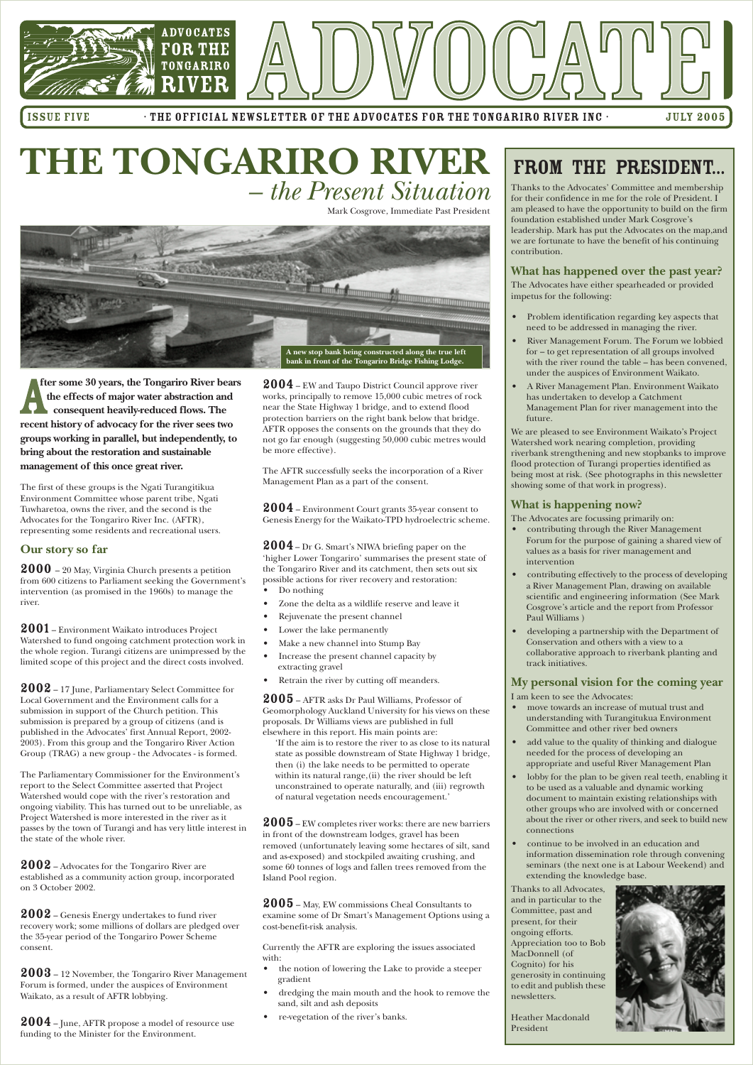# ADVOCATE

ADVOCATES FOR THE TONGARIRO RIVER

ISSUE FIVE · THE OFFICIAL NEWSLETTER OF THE ADVOCATES FOR THE TONGARIRO RIVER INC · JULY 2005

# THE TONGARIRO RIVER – *the Present Situation*

Mark Cosgrove, Immediate Past President

A new stop bank being constructed along the true left bank in front of the Tongariro Bridge Fishing Lodge.

**After some 30 years, the Tongariro River bears the effects of major water abstraction and consequent heavily-reduced flows. The recent history of advocacy for the river sees two groups working in parallel, but independently, to bring about the restoration and sustainable management of this once great river.**

The first of these groups is the Ngati Turangitikua Environment Committee whose parent tribe, Ngati Tuwharetoa, owns the river, and the second is the Advocates for the Tongariro River Inc. (AFTR), representing some residents and recreational users.

## Our story so far

**2000** – 20 May, Virginia Church presents a petition from 600 citizens to Parliament seeking the Government's intervention (as promised in the 1960s) to manage the river.

**2001** – Environment Waikato introduces Project Watershed to fund ongoing catchment protection work in the whole region. Turangi citizens are unimpressed by the limited scope of this project and the direct costs involved.

**2002** – 17 June, Parliamentary Select Committee for Local Government and the Environment calls for a submission in support of the Church petition. This submission is prepared by a group of citizens (and is published in the Advocates' first Annual Report, 2002-2003). From this group and the Tongariro River Action Group (TRAG) a new group - the Advocates - is formed.

The Parliamentary Commissioner for the Environment's report to the Select Committee asserted that Project Watershed would cope with the river's restoration and ongoing viability. This has turned out to be unreliable, as Project Watershed is more interested in the river as it passes by the town of Turangi and has very little interest in the state of the whole river.

**2002** – Advocates for the Tongariro River are established as a community action group, incorporated on 3 October 2002.

**2002** – Genesis Energy undertakes to fund river recovery work; some millions of dollars are pledged over the 35-year period of the Tongariro Power Scheme consent.

**2003** – 12 November, the Tongariro River Management Forum is formed, under the auspices of Environment Waikato, as a result of AFTR lobbying.

**2004** – June, AFTR propose a model of resource use funding to the Minister for the Environment.

**2004** – EW and Taupo District Council approve river works, principally to remove 15,000 cubic metres of rock near the State Highway 1 bridge, and to extend flood protection barriers on the right bank below that bridge. AFTR opposes the consents on the grounds that they do not go far enough (suggesting 50,000 cubic metres would be more effective).

The AFTR successfully seeks the incorporation of a River Management Plan as a part of the consent.

**2004** – Environment Court grants 35-year consent to Genesis Energy for the Waikato-TPD hydroelectric scheme.

**2004** – Dr G. Smart's NIWA briefing paper on the 'higher Lower Tongariro' summarises the present state of the Tongariro River and its catchment, then sets out six possible actions for river recovery and restoration:

- Do nothing
- Zone the delta as a wildlife reserve and leave it
- Rejuvenate the present channel
- Lower the lake permanently
- Make a new channel into Stump Bay
- Increase the present channel capacity by extracting gravel
- Retrain the river by cutting off meanders.

**2005** – AFTR asks Dr Paul Williams, Professor of Geomorphology Auckland University for his views on these proposals. Dr Williams views are published in full elsewhere in this report. His main points are:

'If the aim is to restore the river to as close to its natural state as possible downstream of State Highway 1 bridge, then (i) the lake needs to be permitted to operate within its natural range,(ii) the river should be left unconstrained to operate naturally, and (iii) regrowth of natural vegetation needs encouragement.'

**2005** – EW completes river works: there are new barriers in front of the downstream lodges, gravel has been removed (unfortunately leaving some hectares of silt, sand and ash exposed) and stockpiled awaiting crushing, and some 60 tonnes of logs and fallen trees removed from the Island Pool region.

**2005** – May, EW commissions Cheal Consultants to examine some of Dr Smart's Management Options using a cost-benefit-risk analysis.

Currently the AFTR are exploring the issues associated with:

- the notion of lowering the Lake to provide a steeper gradient
- dredging the main mouth and the hook to remove the sand, silt and ash deposits
- re-vegetation of the river's banks.

# FROM THE PRESIDENT...

Thanks to the Advocates' Committee and membership for their confidence in me for the role of President. I am pleased to have the opportunity to build on the firm foundation established under Mark Cosgrove's leadership. Mark has put the Advocates on the map,and we are fortunate to have the benefit of his continuing contribution.

## What has happened over the past year?

The Advocates have either spearheaded or provided impetus for the following:

- Problem identification regarding key aspects that need to be addressed in managing the river.
- River Management Forum. The Forum we lobbied for – to get representation of all groups involved with the river round the table – has been convened, under the auspices of Environment Waikato.
- A River Management Plan. Environment Waikato has undertaken to develop a Catchment Management Plan for river management into the future.

We are pleased to see Environment Waikato's Project Watershed work nearing completion, providing riverbank strengthening and new stopbanks to improve flood protection of Turangi properties identified as being most at risk. (See photographs in this newsletter showing some of that work in progress).

## What is happening now?

The Advocates are focussing primarily on:

- contributing through the River Management Forum for the purpose of gaining a shared view of values as a basis for river management and intervention
- contributing effectively to the process of developing a River Management Plan, drawing on available scientific and engineering information (See Mark Cosgrove's article and the report from Professor Paul Williams )
- developing a partnership with the Department of Conservation and others with a view to a collaborative approach to riverbank planting and track initiatives.

## My personal vision for the coming year

I am keen to see the Advocates:

- move towards an increase of mutual trust and understanding with Turangitukua Environment Committee and other river bed owners
- add value to the quality of thinking and dialogue needed for the process of developing an appropriate and useful River Management Plan
- lobby for the plan to be given real teeth, enabling it to be used as a valuable and dynamic working document to maintain existing relationships with other groups who are involved with or concerned about the river or other rivers, and seek to build new connections
- continue to be involved in an education and information dissemination role through convening seminars (the next one is at Labour Weekend) and extending the knowledge base.

Thanks to all Advocates, and in particular to the Committee, past and present, for their ongoing efforts. Appreciation too to Bob MacDonnell (of Cognito) for his generosity in continuing to edit and publish these newsletters.

Heather Macdonald
President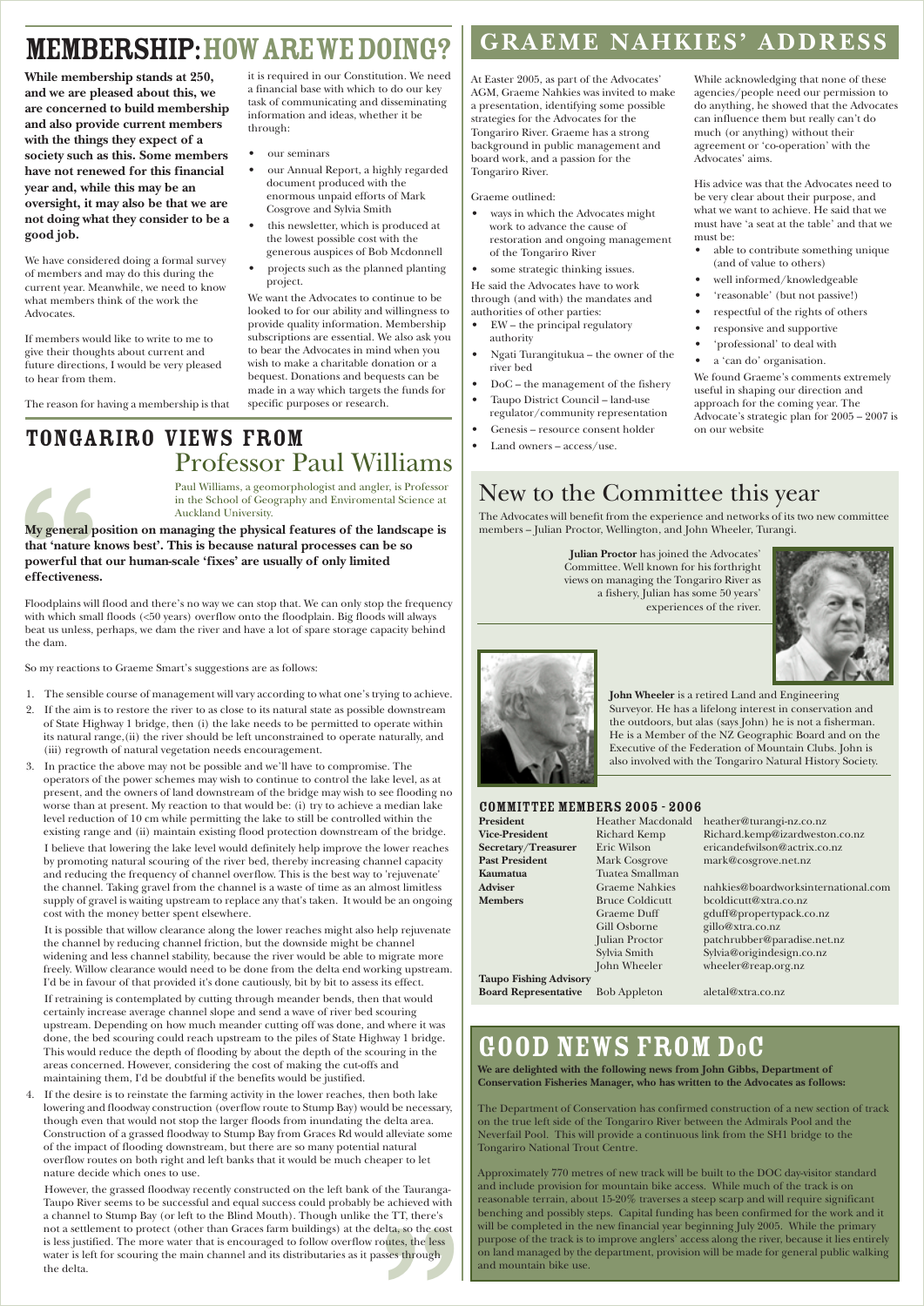# MEMBERSHIP: HOW ARE WE DOING?

**While membership stands at 250, and we are pleased about this, we are concerned to build membership and also provide current members with the things they expect of a society such as this. Some members have not renewed for this financial year and, while this may be an oversight, it may also be that we are not doing what they consider to be a good job.**

We have considered doing a formal survey of members and may do this during the current year. Meanwhile, we need to know what members think of the work the Advocates.

If members would like to write to me to give their thoughts about current and future directions, I would be very pleased to hear from them.

The reason for having a membership is that it is required in our Constitution. We need a financial base with which to do our key task of communicating and disseminating information and ideas, whether it be through:

- our seminars
- our Annual Report, a highly regarded document produced with the enormous unpaid efforts of Mark Cosgrove and Sylvia Smith
- this newsletter, which is produced at the lowest possible cost with the generous auspices of Bob Mcdonnell
- projects such as the planned planting project.

We want the Advocates to continue to be looked to for our ability and willingness to provide quality information. Membership subscriptions are essential. We also ask you to bear the Advocates in mind when you wish to make a charitable donation or a bequest. Donations and bequests can be made in a way which targets the funds for specific purposes or research.

# GRAEME NAHKIES' ADDRESS

At Easter 2005, as part of the Advocates' AGM, Graeme Nahkies was invited to make a presentation, identifying some possible strategies for the Advocates for the Tongariro River. Graeme has a strong background in public management and board work, and a passion for the Tongariro River.

Graeme outlined:

- ways in which the Advocates might work to advance the cause of restoration and ongoing management of the Tongariro River
- some strategic thinking issues.

He said the Advocates have to work through (and with) the mandates and authorities of other parties:

- EW – the principal regulatory authority
- Ngati Turangitukua – the owner of the river bed
- DoC – the management of the fishery
- Taupo District Council – land-use regulator/community representation
- Genesis – resource consent holder
- Land owners – access/use.

While acknowledging that none of these agencies/people need our permission to do anything, he showed that the Advocates can influence them but really can't do much (or anything) without their agreement or 'co-operation' with the Advocates' aims.

His advice was that the Advocates need to be very clear about their purpose, and what we want to achieve. He said that we must have 'a seat at the table' and that we must be:

- able to contribute something unique (and of value to others)
- well informed/knowledgeable
- 'reasonable' (but not passive!)
- respectful of the rights of others
- responsive and supportive
- 'professional' to deal with
- a 'can do' organisation.

We found Graeme's comments extremely useful in shaping our direction and approach for the coming year. The Advocate's strategic plan for 2005 – 2007 is on our website

# TONGARIRO VIEWS FROM Professor Paul Williams

Paul Williams, a geomorphologist and angler, is Professor in the School of Geography and Enviromental Science at Auckland University.

**My general position on managing the physical features of the landscape is that 'nature knows best'. This is because natural processes can be so powerful that our human-scale 'fixes' are usually of only limited effectiveness.**

Floodplains will flood and there's no way we can stop that. We can only stop the frequency with which small floods (<50 years) overflow onto the floodplain. Big floods will always beat us unless, perhaps, we dam the river and have a lot of spare storage capacity behind the dam.

So my reactions to Graeme Smart's suggestions are as follows:

1. The sensible course of management will vary according to what one's trying to achieve.
2. If the aim is to restore the river to as close to its natural state as possible downstream of State Highway 1 bridge, then (i) the lake needs to be permitted to operate within its natural range,(ii) the river should be left unconstrained to operate naturally, and (iii) regrowth of natural vegetation needs encouragement.
3. In practice the above may not be possible and we'll have to compromise. The operators of the power schemes may wish to continue to control the lake level, as at present, and the owners of land downstream of the bridge may wish to see flooding no worse than at present. My reaction to that would be: (i) try to achieve a median lake level reduction of 10 cm while permitting the lake to still be controlled within the existing range and (ii) maintain existing flood protection downstream of the bridge.

   I believe that lowering the lake level would definitely help improve the lower reaches by promoting natural scouring of the river bed, thereby increasing channel capacity and reducing the frequency of channel overflow. This is the best way to 'rejuvenate' the channel. Taking gravel from the channel is a waste of time as an almost limitless supply of gravel is waiting upstream to replace any that's taken. It would be an ongoing cost with the money better spent elsewhere.

   It is possible that willow clearance along the lower reaches might also help rejuvenate the channel by reducing channel friction, but the downside might be channel widening and less channel stability, because the river would be able to migrate more freely. Willow clearance would need to be done from the delta end working upstream. I'd be in favour of that provided it's done cautiously, bit by bit to assess its effect.

   If retraining is contemplated by cutting through meander bends, then that would certainly increase average channel slope and send a wave of river bed scouring upstream. Depending on how much meander cutting off was done, and where it was done, the bed scouring could reach upstream to the piles of State Highway 1 bridge. This would reduce the depth of flooding by about the depth of the scouring in the areas concerned. However, considering the cost of making the cut-offs and maintaining them, I'd be doubtful if the benefits would be justified.
4. If the desire is to reinstate the farming activity in the lower reaches, then both lake lowering and floodway construction (overflow route to Stump Bay) would be necessary, though even that would not stop the larger floods from inundating the delta area. Construction of a grassed floodway to Stump Bay from Graces Rd would alleviate some of the impact of flooding downstream, but there are so many potential natural overflow routes on both right and left banks that it would be much cheaper to let nature decide which ones to use.

   However, the grassed floodway recently constructed on the left bank of the Tauranga-Taupo River seems to be successful and equal success could probably be achieved with a channel to Stump Bay (or left to the Blind Mouth). Though unlike the TT, there's not a settlement to protect (other than Graces farm buildings) at the delta, so the cost is less justified. The more water that is encouraged to follow overflow routes, the less water is left for scouring the main channel and its distributaries as it passes through the delta.

# New to the Committee this year

The Advocates will benefit from the experience and networks of its two new committee members – Julian Proctor, Wellington, and John Wheeler, Turangi.

**Julian Proctor** has joined the Advocates' Committee. Well known for his forthright views on managing the Tongariro River as a fishery, Julian has some 50 years' experiences of the river.

**John Wheeler** is a retired Land and Engineering Surveyor. He has a lifelong interest in conservation and the outdoors, but alas (says John) he is not a fisherman. He is a Member of the NZ Geographic Board and on the Executive of the Federation of Mountain Clubs. John is also involved with the Tongariro Natural History Society.

## COMMITTEE MEMBERS 2005 - 2006

| | | |
|---|---|---|
| **President** | Heather Macdonald | heather@turangi-nz.co.nz |
| **Vice-President** | Richard Kemp | Richard.kemp@izardweston.co.nz |
| **Secretary/Treasurer** | Eric Wilson | ericandefwilson@actrix.co.nz |
| **Past President** | Mark Cosgrove | mark@cosgrove.net.nz |
| **Kaumatua** | Tuatea Smallman | |
| **Adviser** | Graeme Nahkies | nahkies@boardworksinternational.com |
| **Members** | Bruce Coldicutt | bcoldicutt@xtra.co.nz |
| | Graeme Duff | gduff@propertypack.co.nz |
| | Gill Osborne | gillo@xtra.co.nz |
| | Julian Proctor | patchrubber@paradise.net.nz |
| | Sylvia Smith | Sylvia@origindesign.co.nz |
| | John Wheeler | wheeler@reap.org.nz |
| **Taupo Fishing Advisory Board Representative** | Bob Appleton | aletal@xtra.co.nz |

# GOOD NEWS FROM DoC

**We are delighted with the following news from John Gibbs, Department of Conservation Fisheries Manager, who has written to the Advocates as follows:**

The Department of Conservation has confirmed construction of a new section of track on the true left side of the Tongariro River between the Admirals Pool and the Neverfail Pool. This will provide a continuous link from the SH1 bridge to the Tongariro National Trout Centre.

Approximately 770 metres of new track will be built to the DOC day-visitor standard and include provision for mountain bike access. While much of the track is on reasonable terrain, about 15-20% traverses a steep scarp and will require significant benching and possibly steps. Capital funding has been confirmed for the work and it will be completed in the new financial year beginning July 2005. While the primary purpose of the track is to improve anglers' access along the river, because it lies entirely on land managed by the department, provision will be made for general public walking and mountain bike use.